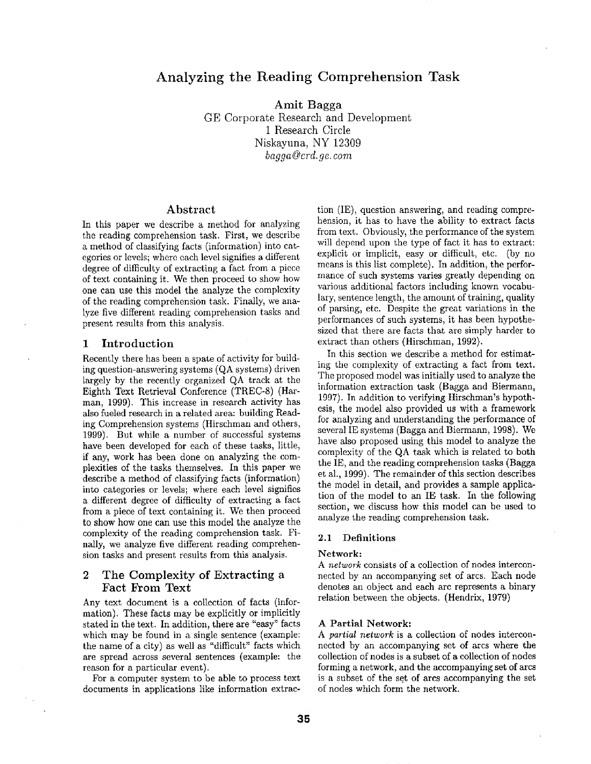# Analyzing the Reading Comprehension Task

**Amit Bagga**
GE Corporate Research and Development
1 Research Circle
Niskayuna, NY 12309
*bagga@crd.ge.com*

## Abstract

In this paper we describe a method for analyzing the reading comprehension task. First, we describe a method of classifying facts (information) into categories or levels; where each level signifies a different degree of difficulty of extracting a fact from a piece of text containing it. We then proceed to show how one can use this model the analyze the complexity of the reading comprehension task. Finally, we analyze five different reading comprehension tasks and present results from this analysis.

## 1 Introduction

Recently there has been a spate of activity for building question-answering systems (QA systems) driven largely by the recently organized QA track at the Eighth Text Retrieval Conference (TREC-8) (Harman, 1999). This increase in research activity has also fueled research in a related area: building Reading Comprehension systems (Hirschman and others, 1999). But while a number of successful systems have been developed for each of these tasks, little, if any, work has been done on analyzing the complexities of the tasks themselves. In this paper we describe a method of classifying facts (information) into categories or levels; where each level signifies a different degree of difficulty of extracting a fact from a piece of text containing it. We then proceed to show how one can use this model the analyze the complexity of the reading comprehension task. Finally, we analyze five different reading comprehension tasks and present results from this analysis.

## 2 The Complexity of Extracting a Fact From Text

Any text document is a collection of facts (information). These facts may be explicitly or implicitly stated in the text. In addition, there are "easy" facts which may be found in a single sentence (example: the name of a city) as well as "difficult" facts which are spread across several sentences (example: the reason for a particular event).

For a computer system to be able to process text documents in applications like information extraction (IE), question answering, and reading comprehension, it has to have the ability to extract facts from text. Obviously, the performance of the system will depend upon the type of fact it has to extract: explicit or implicit, easy or difficult, etc. (by no means is this list complete). In addition, the performance of such systems varies greatly depending on various additional factors including known vocabulary, sentence length, the amount of training, quality of parsing, etc. Despite the great variations in the performances of such systems, it has been hypothesized that there are facts that are simply harder to extract than others (Hirschman, 1992).

In this section we describe a method for estimating the complexity of extracting a fact from text. The proposed model was initially used to analyze the information extraction task (Bagga and Biermann, 1997). In addition to verifying Hirschman's hypothesis, the model also provided us with a framework for analyzing and understanding the performance of several IE systems (Bagga and Biermann, 1998). We have also proposed using this model to analyze the complexity of the QA task which is related to both the IE, and the reading comprehension tasks (Bagga et al., 1999). The remainder of this section describes the model in detail, and provides a sample application of the model to an IE task. In the following section, we discuss how this model can be used to analyze the reading comprehension task.

### 2.1 Definitions

**Network:**
A *network* consists of a collection of nodes interconnected by an accompanying set of arcs. Each node denotes an object and each arc represents a binary relation between the objects. (Hendrix, 1979)

**A Partial Network:**
A *partial network* is a collection of nodes interconnected by an accompanying set of arcs where the collection of nodes is a subset of a collection of nodes forming a network, and the accompanying set of arcs is a subset of the set of arcs accompanying the set of nodes which form the network.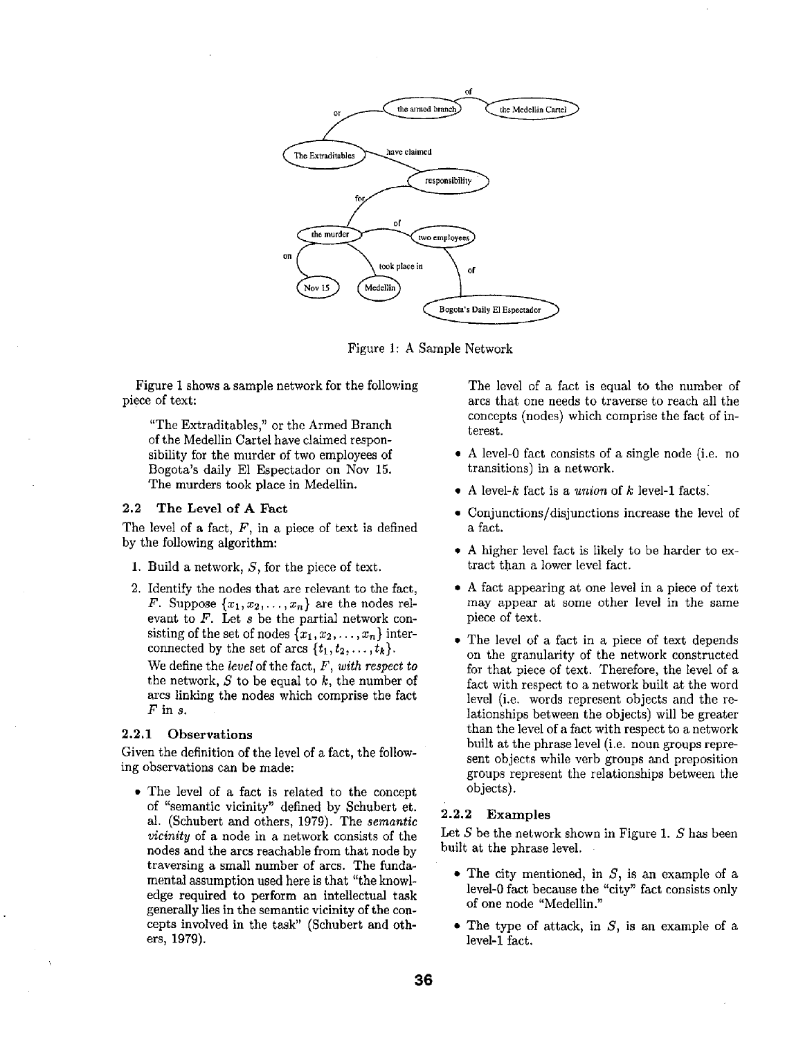Figure 1: A Sample Network

Figure 1 shows a sample network for the following piece of text:

> "The Extraditables," or the Armed Branch of the Medellin Cartel have claimed responsibility for the murder of two employees of Bogota's daily El Espectador on Nov 15. The murders took place in Medellin.

### 2.2 The Level of A Fact

The level of a fact, $F$, in a piece of text is defined by the following algorithm:

1. Build a network, $S$, for the piece of text.
2. Identify the nodes that are relevant to the fact, $F$. Suppose $\{x_1, x_2, \ldots, x_n\}$ are the nodes relevant to $F$. Let $s$ be the partial network consisting of the set of nodes $\{x_1, x_2, \ldots, x_n\}$ interconnected by the set of arcs $\{t_1, t_2, \ldots, t_k\}$.

   We define the *level* of the fact, $F$, *with respect to* the network, $S$ to be equal to $k$, the number of arcs linking the nodes which comprise the fact $F$ in $s$.

#### 2.2.1 Observations

Given the definition of the level of a fact, the following observations can be made:

- The level of a fact is related to the concept of "semantic vicinity" defined by Schubert et. al. (Schubert and others, 1979). The *semantic vicinity* of a node in a network consists of the nodes and the arcs reachable from that node by traversing a small number of arcs. The fundamental assumption used here is that "the knowledge required to perform an intellectual task generally lies in the semantic vicinity of the concepts involved in the task" (Schubert and others, 1979).

The level of a fact is equal to the number of arcs that one needs to traverse to reach all the concepts (nodes) which comprise the fact of interest.

- A level-0 fact consists of a single node (i.e. no transitions) in a network.
- A level-$k$ fact is a *union* of $k$ level-1 facts.
- Conjunctions/disjunctions increase the level of a fact.
- A higher level fact is likely to be harder to extract than a lower level fact.
- A fact appearing at one level in a piece of text may appear at some other level in the same piece of text.
- The level of a fact in a piece of text depends on the granularity of the network constructed for that piece of text. Therefore, the level of a fact with respect to a network built at the word level (i.e. words represent objects and the relationships between the objects) will be greater than the level of a fact with respect to a network built at the phrase level (i.e. noun groups represent objects while verb groups and preposition groups represent the relationships between the objects).

#### 2.2.2 Examples

Let $S$ be the network shown in Figure 1. $S$ has been built at the phrase level.

- The city mentioned, in $S$, is an example of a level-0 fact because the "city" fact consists only of one node "Medellin."
- The type of attack, in $S$, is an example of a level-1 fact.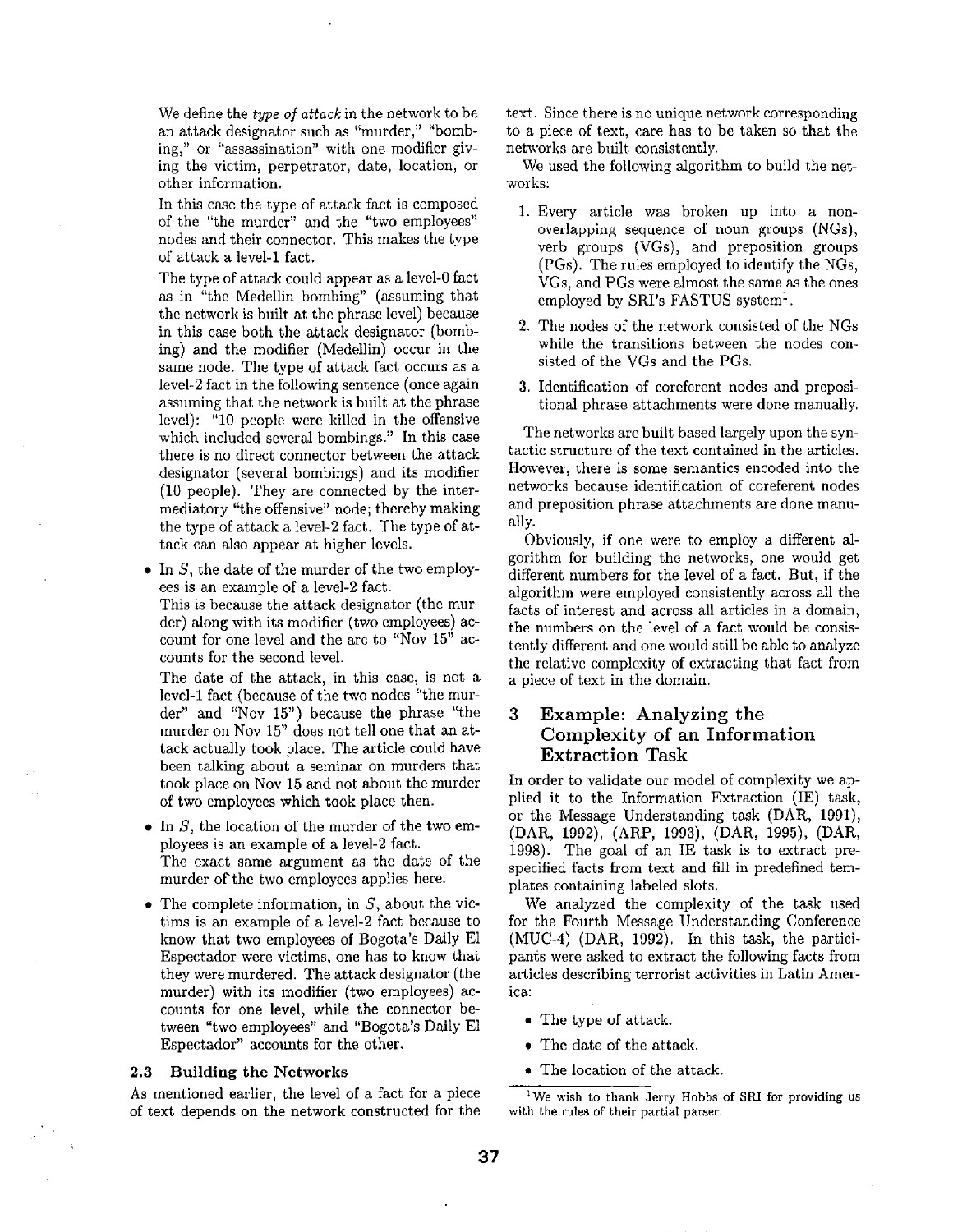We define the *type of attack* in the network to be an attack designator such as "murder," "bombing," or "assassination" with one modifier giving the victim, perpetrator, date, location, or other information.

In this case the type of attack fact is composed of the "the murder" and the "two employees" nodes and their connector. This makes the type of attack a level-1 fact.

The type of attack could appear as a level-0 fact as in "the Medellin bombing" (assuming that the network is built at the phrase level) because in this case both the attack designator (bombing) and the modifier (Medellin) occur in the same node. The type of attack fact occurs as a level-2 fact in the following sentence (once again assuming that the network is built at the phrase level): "10 people were killed in the offensive which included several bombings." In this case there is no direct connector between the attack designator (several bombings) and its modifier (10 people). They are connected by the intermediatory "the offensive" node; thereby making the type of attack a level-2 fact. The type of attack can also appear at higher levels.

- In $S$, the date of the murder of the two employees is an example of a level-2 fact.

  This is because the attack designator (the murder) along with its modifier (two employees) account for one level and the arc to "Nov 15" accounts for the second level.

  The date of the attack, in this case, is not a level-1 fact (because of the two nodes "the murder" and "Nov 15") because the phrase "the murder on Nov 15" does not tell one that an attack actually took place. The article could have been talking about a seminar on murders that took place on Nov 15 and not about the murder of two employees which took place then.

- In $S$, the location of the murder of the two employees is an example of a level-2 fact.

  The exact same argument as the date of the murder of the two employees applies here.

- The complete information, in $S$, about the victims is an example of a level-2 fact because to know that two employees of Bogota's Daily El Espectador were victims, one has to know that they were murdered. The attack designator (the murder) with its modifier (two employees) accounts for one level, while the connector between "two employees" and "Bogota's Daily El Espectador" accounts for the other.

### 2.3 Building the Networks

As mentioned earlier, the level of a fact for a piece of text depends on the network constructed for the text. Since there is no unique network corresponding to a piece of text, care has to be taken so that the networks are built consistently.

We used the following algorithm to build the networks:

1. Every article was broken up into a non-overlapping sequence of noun groups (NGs), verb groups (VGs), and preposition groups (PGs). The rules employed to identify the NGs, VGs, and PGs were almost the same as the ones employed by SRI's FASTUS system[1].
2. The nodes of the network consisted of the NGs while the transitions between the nodes consisted of the VGs and the PGs.
3. Identification of coreferent nodes and prepositional phrase attachments were done manually.

The networks are built based largely upon the syntactic structure of the text contained in the articles. However, there is some semantics encoded into the networks because identification of coreferent nodes and preposition phrase attachments are done manually.

Obviously, if one were to employ a different algorithm for building the networks, one would get different numbers for the level of a fact. But, if the algorithm were employed consistently across all the facts of interest and across all articles in a domain, the numbers on the level of a fact would be consistently different and one would still be able to analyze the relative complexity of extracting that fact from a piece of text in the domain.

## 3 Example: Analyzing the Complexity of an Information Extraction Task

In order to validate our model of complexity we applied it to the Information Extraction (IE) task, or the Message Understanding task (DAR, 1991), (DAR, 1992), (ARP, 1993), (DAR, 1995), (DAR, 1998). The goal of an IE task is to extract prespecified facts from text and fill in predefined templates containing labeled slots.

We analyzed the complexity of the task used for the Fourth Message Understanding Conference (MUC-4) (DAR, 1992). In this task, the participants were asked to extract the following facts from articles describing terrorist activities in Latin America:

- The type of attack.
- The date of the attack.
- The location of the attack.

[1] We wish to thank Jerry Hobbs of SRI for providing us with the rules of their partial parser.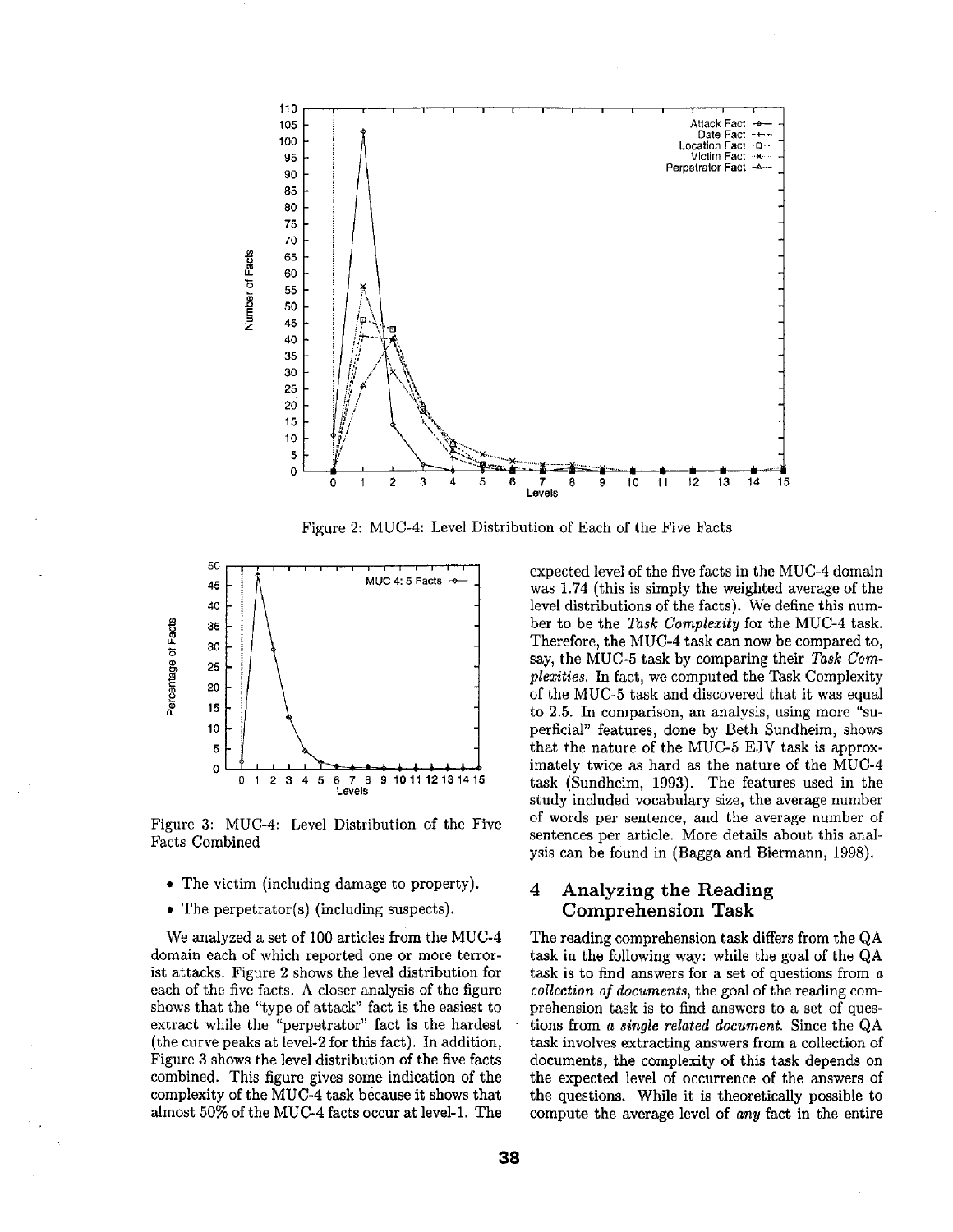Figure 2: MUC-4: Level Distribution of Each of the Five Facts

Figure 3: MUC-4: Level Distribution of the Five Facts Combined

- The victim (including damage to property).
- The perpetrator(s) (including suspects).

We analyzed a set of 100 articles from the MUC-4 domain each of which reported one or more terrorist attacks. Figure 2 shows the level distribution for each of the five facts. A closer analysis of the figure shows that the "type of attack" fact is the easiest to extract while the "perpetrator" fact is the hardest (the curve peaks at level-2 for this fact). In addition, Figure 3 shows the level distribution of the five facts combined. This figure gives some indication of the complexity of the MUC-4 task because it shows that almost 50% of the MUC-4 facts occur at level-1. The expected level of the five facts in the MUC-4 domain was 1.74 (this is simply the weighted average of the level distributions of the facts). We define this number to be the *Task Complexity* for the MUC-4 task. Therefore, the MUC-4 task can now be compared to, say, the MUC-5 task by comparing their *Task Complexities*. In fact, we computed the Task Complexity of the MUC-5 task and discovered that it was equal to 2.5. In comparison, an analysis, using more "superficial" features, done by Beth Sundheim, shows that the nature of the MUC-5 EJV task is approximately twice as hard as the nature of the MUC-4 task (Sundheim, 1993). The features used in the study included vocabulary size, the average number of words per sentence, and the average number of sentences per article. More details about this analysis can be found in (Bagga and Biermann, 1998).

## 4 Analyzing the Reading Comprehension Task

The reading comprehension task differs from the QA task in the following way: while the goal of the QA task is to find answers for a set of questions from *a collection of documents*, the goal of the reading comprehension task is to find answers to a set of questions from *a single related document*. Since the QA task involves extracting answers from a collection of documents, the complexity of this task depends on the expected level of occurrence of the answers of the questions. While it is theoretically possible to compute the average level of *any* fact in the entire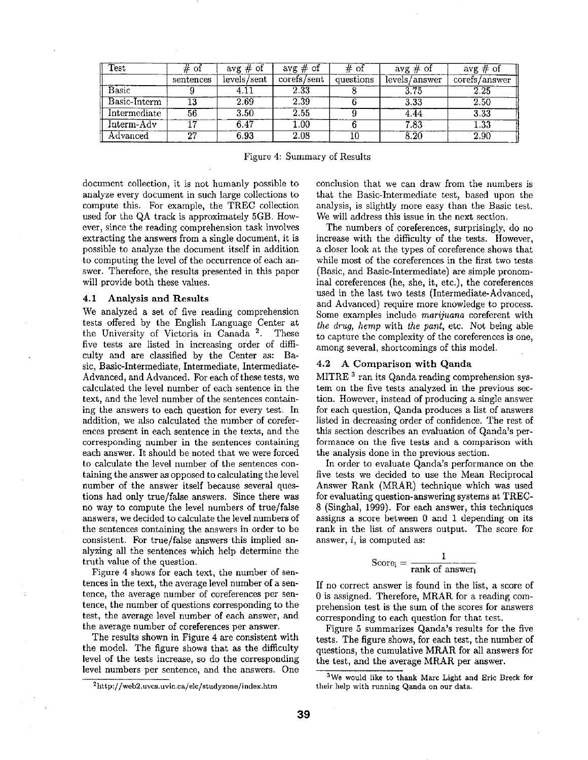| Test | # of | avg # of | avg # of | # of | avg # of | avg # of |
|---|---|---|---|---|---|---|
| | sentences | levels/sent | corefs/sent | questions | levels/answer | corefs/answer |
| Basic | 9 | 4.11 | 2.33 | 8 | 3.75 | 2.25 |
| Basic-Interm | 13 | 2.69 | 2.39 | 6 | 3.33 | 2.50 |
| Intermediate | 56 | 3.50 | 2.55 | 9 | 4.44 | 3.33 |
| Interm-Adv | 17 | 6.47 | 1.00 | 6 | 7.83 | 1.33 |
| Advanced | 27 | 6.93 | 2.08 | 10 | 8.20 | 2.90 |

Figure 4: Summary of Results

document collection, it is not humanly possible to analyze every document in such large collections to compute this. For example, the TREC collection used for the QA track is approximately 5GB. However, since the reading comprehension task involves extracting the answers from a single document, it is possible to analyze the document itself in addition to computing the level of the occurrence of each answer. Therefore, the results presented in this paper will provide both these values.

### 4.1 Analysis and Results

We analyzed a set of five reading comprehension tests offered by the English Language Center at the University of Victoria in Canada [2]. These five tests are listed in increasing order of difficulty and are classified by the Center as: Basic, Basic-Intermediate, Intermediate, Intermediate-Advanced, and Advanced. For each of these tests, we calculated the level number of each sentence in the text, and the level number of the sentences containing the answers to each question for every test. In addition, we also calculated the number of coreferences present in each sentence in the texts, and the corresponding number in the sentences containing each answer. It should be noted that we were forced to calculate the level number of the sentences containing the answer as opposed to calculating the level number of the answer itself because several questions had only true/false answers. Since there was no way to compute the level numbers of true/false answers, we decided to calculate the level numbers of the sentences containing the answers in order to be consistent. For true/false answers this implied analyzing all the sentences which help determine the truth value of the question.

Figure 4 shows for each text, the number of sentences in the text, the average level number of a sentence, the average number of coreferences per sentence, the number of questions corresponding to the test, the average level number of each answer, and the average number of coreferences per answer.

The results shown in Figure 4 are consistent with the model. The figure shows that as the difficulty level of the tests increase, so do the corresponding level numbers per sentence, and the answers. One conclusion that we can draw from the numbers is that the Basic-Intermediate test, based upon the analysis, is slightly more easy than the Basic test. We will address this issue in the next section.

The numbers of coreferences, surprisingly, do no increase with the difficulty of the tests. However, a closer look at the types of coreference shows that while most of the coreferences in the first two tests (Basic, and Basic-Intermediate) are simple pronominal coreferences (he, she, it, etc.), the coreferences used in the last two tests (Intermediate-Advanced, and Advanced) require more knowledge to process. Some examples include *marijuana* coreferent with *the drug*, *hemp* with *the pant*, etc. Not being able to capture the complexity of the coreferences is one, among several, shortcomings of this model.

### 4.2 A Comparison with Qanda

MITRE [3] ran its Qanda reading comprehension system on the five tests analyzed in the previous section. However, instead of producing a single answer for each question, Qanda produces a list of answers listed in decreasing order of confidence. The rest of this section describes an evaluation of Qanda's performance on the five tests and a comparison with the analysis done in the previous section.

In order to evaluate Qanda's performance on the five tests we decided to use the Mean Reciprocal Answer Rank (MRAR) technique which was used for evaluating question-answering systems at TREC-8 (Singhal, 1999). For each answer, this techniques assigns a score between 0 and 1 depending on its rank in the list of answers output. The score for answer, $i$, is computed as:

$$\text{Score}_i = \frac{1}{\text{rank of answer}_i}$$

If no correct answer is found in the list, a score of 0 is assigned. Therefore, MRAR for a reading comprehension test is the sum of the scores for answers corresponding to each question for that test.

Figure 5 summarizes Qanda's results for the five tests. The figure shows, for each test, the number of questions, the cumulative MRAR for all answers for the test, and the average MRAR per answer.

[2] http://web2.uvcs.uvic.ca/elc/studyzone/index.htm

[3] We would like to thank Marc Light and Eric Breck for their help with running Qanda on our data.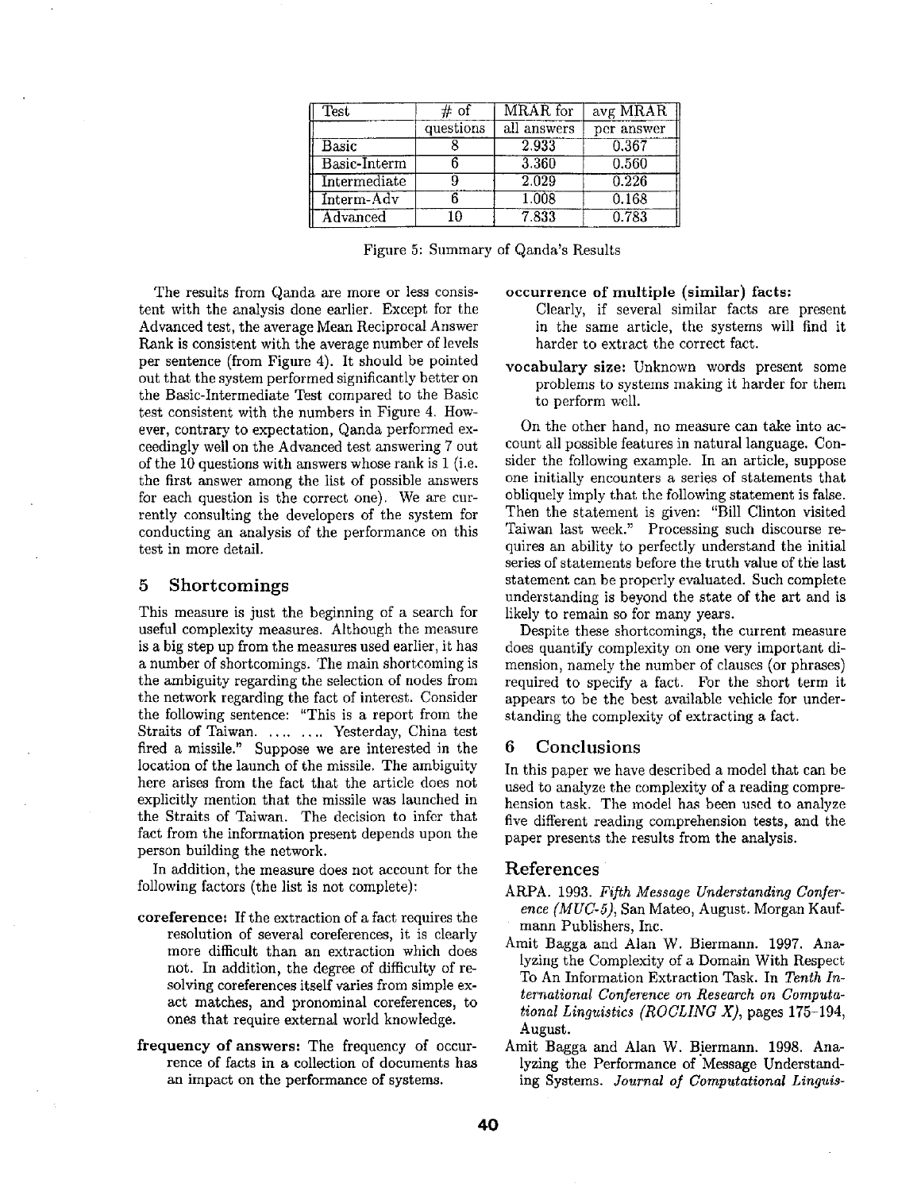| Test | # of questions | MRAR for all answers | avg MRAR per answer |
|---|---|---|---|
| Basic | 8 | 2.933 | 0.367 |
| Basic-Interm | 6 | 3.360 | 0.560 |
| Intermediate | 9 | 2.029 | 0.226 |
| Interm-Adv | 6 | 1.008 | 0.168 |
| Advanced | 10 | 7.833 | 0.783 |

Figure 5: Summary of Qanda's Results

The results from Qanda are more or less consistent with the analysis done earlier. Except for the Advanced test, the average Mean Reciprocal Answer Rank is consistent with the average number of levels per sentence (from Figure 4). It should be pointed out that the system performed significantly better on the Basic-Intermediate Test compared to the Basic test consistent with the numbers in Figure 4. However, contrary to expectation, Qanda performed exceedingly well on the Advanced test answering 7 out of the 10 questions with answers whose rank is 1 (i.e. the first answer among the list of possible answers for each question is the correct one). We are currently consulting the developers of the system for conducting an analysis of the performance on this test in more detail.

## 5 Shortcomings

This measure is just the beginning of a search for useful complexity measures. Although the measure is a big step up from the measures used earlier, it has a number of shortcomings. The main shortcoming is the ambiguity regarding the selection of nodes from the network regarding the fact of interest. Consider the following sentence: "This is a report from the Straits of Taiwan. .... .... Yesterday, China test fired a missile." Suppose we are interested in the location of the launch of the missile. The ambiguity here arises from the fact that the article does not explicitly mention that the missile was launched in the Straits of Taiwan. The decision to infer that fact from the information present depends upon the person building the network.

In addition, the measure does not account for the following factors (the list is not complete):

**coreference:** If the extraction of a fact requires the resolution of several coreferences, it is clearly more difficult than an extraction which does not. In addition, the degree of difficulty of resolving coreferences itself varies from simple exact matches, and pronominal coreferences, to ones that require external world knowledge.

**frequency of answers:** The frequency of occurrence of facts in a collection of documents has an impact on the performance of systems.

**occurrence of multiple (similar) facts:** Clearly, if several similar facts are present in the same article, the systems will find it harder to extract the correct fact.

**vocabulary size:** Unknown words present some problems to systems making it harder for them to perform well.

On the other hand, no measure can take into account all possible features in natural language. Consider the following example. In an article, suppose one initially encounters a series of statements that obliquely imply that the following statement is false. Then the statement is given: "Bill Clinton visited Taiwan last week." Processing such discourse requires an ability to perfectly understand the initial series of statements before the truth value of the last statement can be properly evaluated. Such complete understanding is beyond the state of the art and is likely to remain so for many years.

Despite these shortcomings, the current measure does quantify complexity on one very important dimension, namely the number of clauses (or phrases) required to specify a fact. For the short term it appears to be the best available vehicle for understanding the complexity of extracting a fact.

## 6 Conclusions

In this paper we have described a model that can be used to analyze the complexity of a reading comprehension task. The model has been used to analyze five different reading comprehension tests, and the paper presents the results from the analysis.

## References

ARPA. 1993. *Fifth Message Understanding Conference (MUC-5)*, San Mateo, August. Morgan Kaufmann Publishers, Inc.

Amit Bagga and Alan W. Biermann. 1997. Analyzing the Complexity of a Domain With Respect To An Information Extraction Task. In *Tenth International Conference on Research on Computational Linguistics (ROCLING X)*, pages 175–194, August.

Amit Bagga and Alan W. Biermann. 1998. Analyzing the Performance of Message Understanding Systems. *Journal of Computational Linguis-*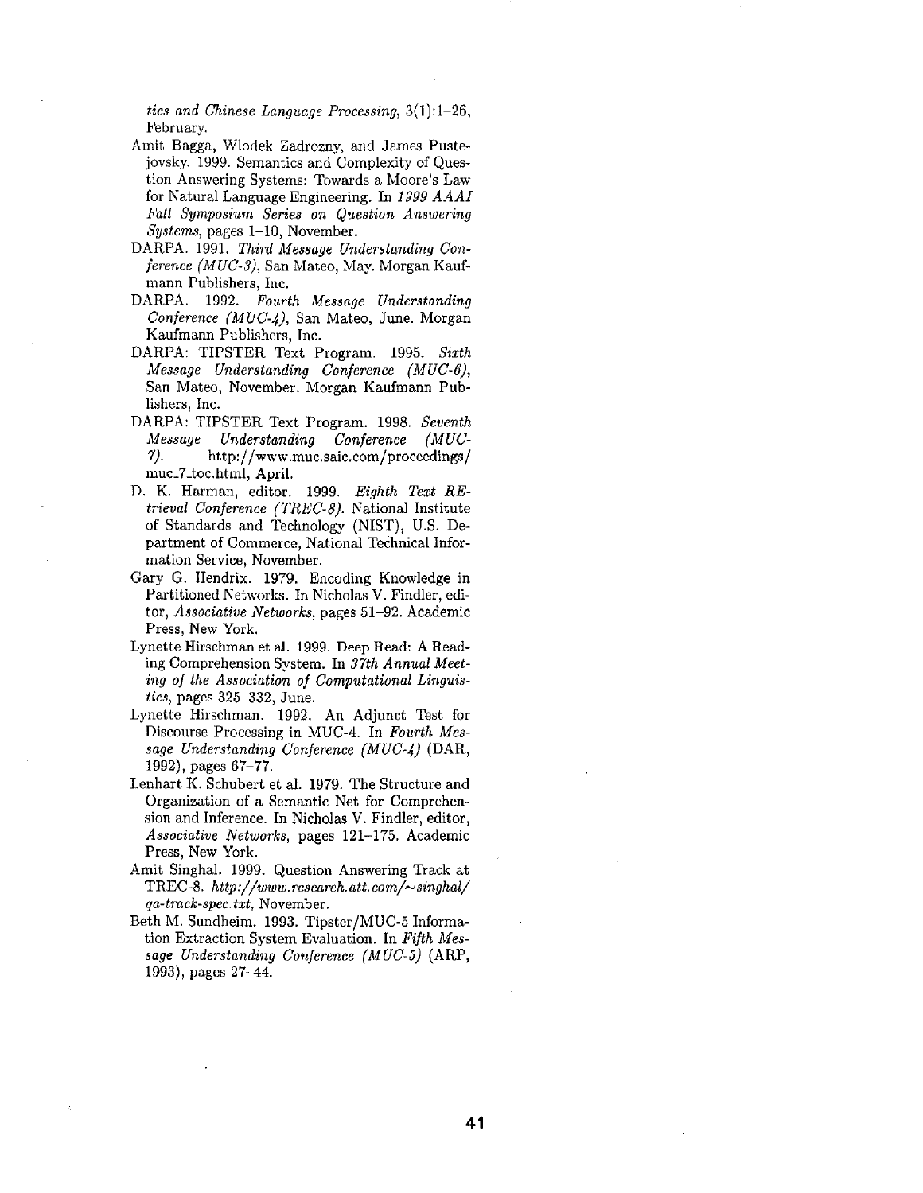*tics and Chinese Language Processing*, 3(1):1–26, February.

Amit Bagga, Wlodek Zadrozny, and James Pustejovsky. 1999. Semantics and Complexity of Question Answering Systems: Towards a Moore's Law for Natural Language Engineering. In *1999 AAAI Fall Symposium Series on Question Answering Systems*, pages 1–10, November.

DARPA. 1991. *Third Message Understanding Conference (MUC-3)*, San Mateo, May. Morgan Kaufmann Publishers, Inc.

DARPA. 1992. *Fourth Message Understanding Conference (MUC-4)*, San Mateo, June. Morgan Kaufmann Publishers, Inc.

DARPA: TIPSTER Text Program. 1995. *Sixth Message Understanding Conference (MUC-6)*, San Mateo, November. Morgan Kaufmann Publishers, Inc.

DARPA: TIPSTER Text Program. 1998. *Seventh Message Understanding Conference (MUC-7)*. http://www.muc.saic.com/proceedings/muc_7_toc.html, April.

D. K. Harman, editor. 1999. *Eighth Text REtrieval Conference (TREC-8)*. National Institute of Standards and Technology (NIST), U.S. Department of Commerce, National Technical Information Service, November.

Gary G. Hendrix. 1979. Encoding Knowledge in Partitioned Networks. In Nicholas V. Findler, editor, *Associative Networks*, pages 51–92. Academic Press, New York.

Lynette Hirschman et al. 1999. Deep Read: A Reading Comprehension System. In *37th Annual Meeting of the Association of Computational Linguistics*, pages 325–332, June.

Lynette Hirschman. 1992. An Adjunct Test for Discourse Processing in MUC-4. In *Fourth Message Understanding Conference (MUC-4)* (DAR, 1992), pages 67–77.

Lenhart K. Schubert et al. 1979. The Structure and Organization of a Semantic Net for Comprehension and Inference. In Nicholas V. Findler, editor, *Associative Networks*, pages 121–175. Academic Press, New York.

Amit Singhal. 1999. Question Answering Track at TREC-8. *http://www.research.att.com/~singhal/qa-track-spec.txt*, November.

Beth M. Sundheim. 1993. Tipster/MUC-5 Information Extraction System Evaluation. In *Fifth Message Understanding Conference (MUC-5)* (ARP, 1993), pages 27–44.